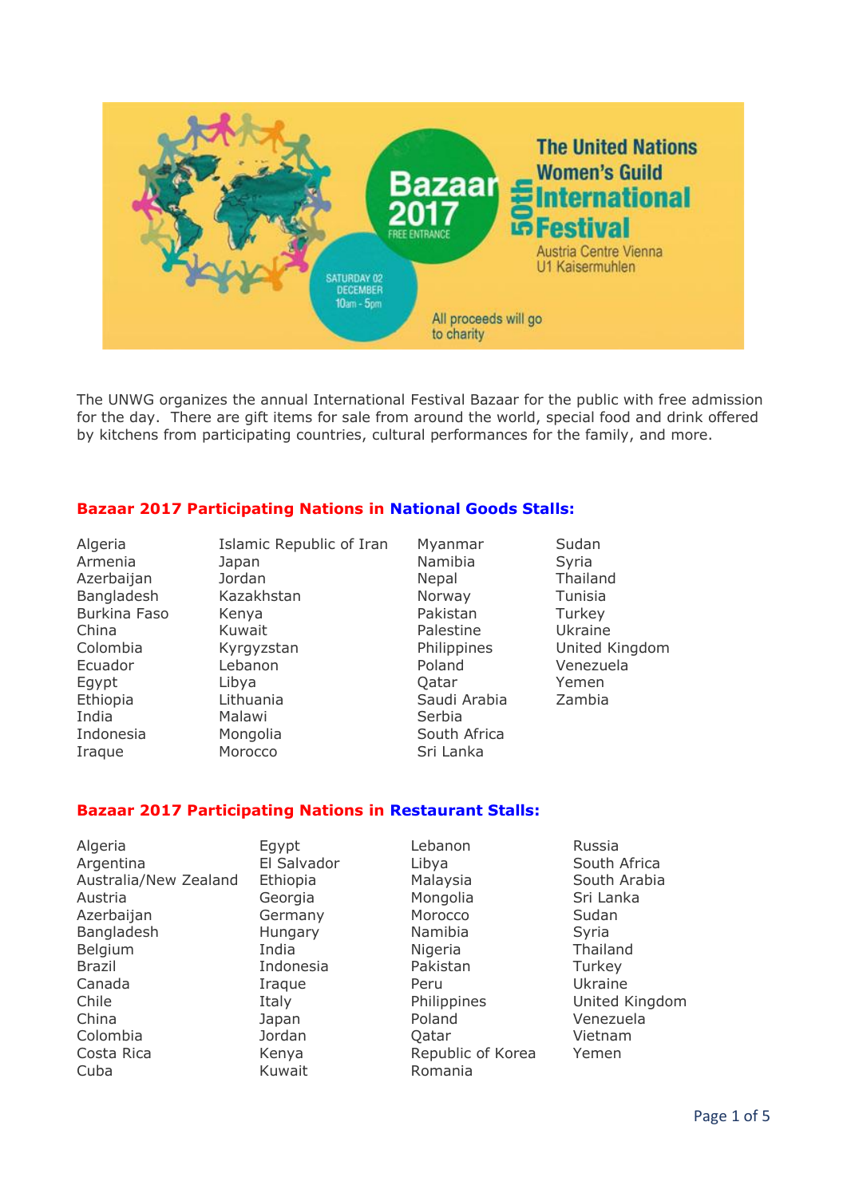The United Nations Women's Guild 50th International Festival

Bazaar 2017 FREE ENTRANCE

SATURDAY 02 DECEMBER 10am - 5pm

Austria Centre Vienna U1 Kaisermuhlen

All proceeds will go to charity

The UNWG organizes the annual International Festival Bazaar for the public with free admission for the day. There are gift items for sale from around the world, special food and drink offered by kitchens from participating countries, cultural performances for the family, and more.

## Bazaar 2017 Participating Nations in National Goods Stalls:

- Algeria
- Armenia
- Azerbaijan
- Bangladesh
- Burkina Faso
- China
- Colombia
- Ecuador
- Egypt
- Ethiopia
- India
- Indonesia
- Iraque
- Islamic Republic of Iran
- Japan
- Jordan
- Kazakhstan
- Kenya
- Kuwait
- Kyrgyzstan
- Lebanon
- Libya
- Lithuania
- Malawi
- Mongolia
- Morocco
- Myanmar
- Namibia
- Nepal
- Norway
- Pakistan
- Palestine
- Philippines
- Poland
- Qatar
- Saudi Arabia
- Serbia
- South Africa
- Sri Lanka
- Sudan
- Syria
- Thailand
- Tunisia
- Turkey
- Ukraine
- United Kingdom
- Venezuela
- Yemen
- Zambia

## Bazaar 2017 Participating Nations in Restaurant Stalls:

- Algeria
- Argentina
- Australia/New Zealand
- Austria
- Azerbaijan
- Bangladesh
- Belgium
- Brazil
- Canada
- Chile
- China
- Colombia
- Costa Rica
- Cuba
- Egypt
- El Salvador
- Ethiopia
- Georgia
- Germany
- Hungary
- India
- Indonesia
- Iraque
- Italy
- Japan
- Jordan
- Kenya
- Kuwait
- Lebanon
- Libya
- Malaysia
- Mongolia
- Morocco
- Namibia
- Nigeria
- Pakistan
- Peru
- Philippines
- Poland
- Qatar
- Republic of Korea
- Romania
- Russia
- South Africa
- South Arabia
- Sri Lanka
- Sudan
- Syria
- Thailand
- Turkey
- Ukraine
- United Kingdom
- Venezuela
- Vietnam
- Yemen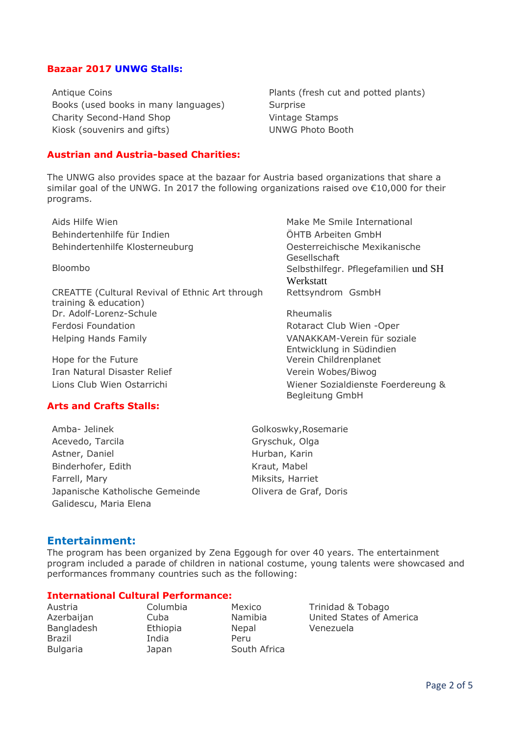## Bazaar 2017 UNWG Stalls:

- Antique Coins
- Books (used books in many languages)
- Charity Second-Hand Shop
- Kiosk (souvenirs and gifts)
- Plants (fresh cut and potted plants)
- Surprise
- Vintage Stamps
- UNWG Photo Booth

## Austrian and Austria-based Charities:

The UNWG also provides space at the bazaar for Austria based organizations that share a similar goal of the UNWG. In 2017 the following organizations raised ove €10,000 for their programs.

- Aids Hilfe Wien
- Behindertenhilfe für Indien
- Behindertenhilfe Klosterneuburg
- Bloombo
- CREATTE (Cultural Revival of Ethnic Art through training & education)
- Dr. Adolf-Lorenz-Schule
- Ferdosi Foundation
- Helping Hands Family
- Hope for the Future
- Iran Natural Disaster Relief
- Lions Club Wien Ostarrichi
- Make Me Smile International
- ÖHTB Arbeiten GmbH
- Oesterreichische Mexikanische Gesellschaft
- Selbsthilfegr. Pflegefamilien und SH Werkstatt
- Rettsyndrom GsmbH
- Rheumalis
- Rotaract Club Wien -Oper
- VANAKKAM-Verein für soziale Entwicklung in Südindien
- Verein Childrenplanet
- Verein Wobes/Biwog
- Wiener Sozialdienste Foerdereung & Begleitung GmbH

## Arts and Crafts Stalls:

- Amba- Jelinek
- Acevedo, Tarcila
- Astner, Daniel
- Binderhofer, Edith
- Farrell, Mary
- Japanische Katholische Gemeinde
- Galidescu, Maria Elena
- Golkoswky,Rosemarie
- Gryschuk, Olga
- Hurban, Karin
- Kraut, Mabel
- Miksits, Harriet
- Olivera de Graf, Doris

## Entertainment:

The program has been organized by Zena Eggough for over 40 years. The entertainment program included a parade of children in national costume, young talents were showcased and performances frommany countries such as the following:

### International Cultural Performance:

- Austria
- Azerbaijan
- Bangladesh
- Brazil
- Bulgaria
- Columbia
- Cuba
- Ethiopia
- India
- Japan
- Mexico
- Namibia
- Nepal
- Peru
- South Africa
- Trinidad & Tobago
- United States of America
- Venezuela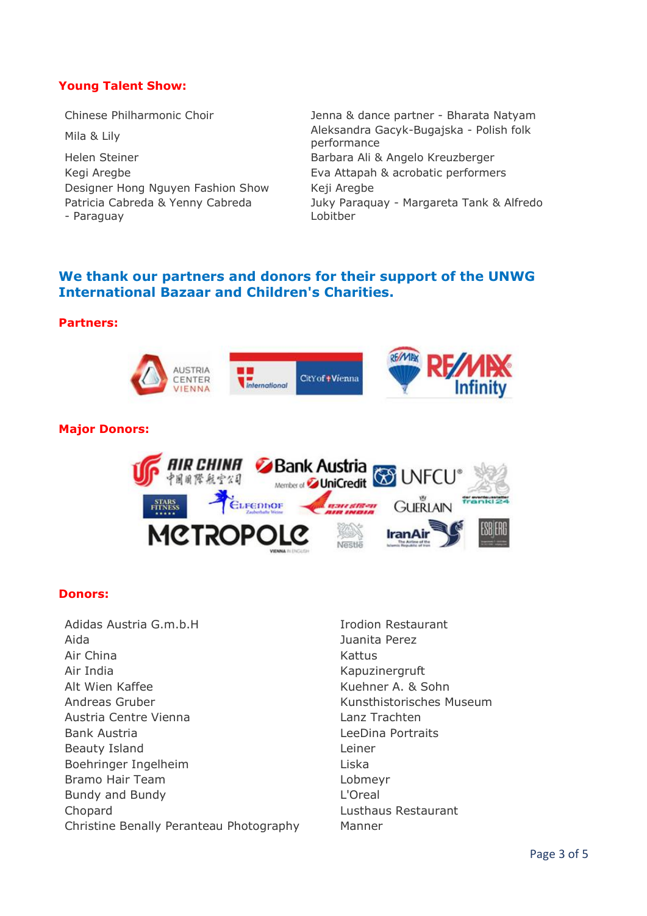**Young Talent Show:**

Chinese Philharmonic Choir
Mila & Lily
Helen Steiner
Kegi Aregbe
Designer Hong Nguyen Fashion Show
Patricia Cabreda & Yenny Cabreda - Paraguay
Jenna & dance partner - Bharata Natyam
Aleksandra Gacyk-Bugajska - Polish folk performance
Barbara Ali & Angelo Kreuzberger
Eva Attapah & acrobatic performers
Keji Aregbe
Juky Paraquay - Margareta Tank & Alfredo Lobitber

## We thank our partners and donors for their support of the UNWG International Bazaar and Children's Charities.

**Partners:**

**Major Donors:**

**Donors:**

Adidas Austria G.m.b.H
Aida
Air China
Air India
Alt Wien Kaffee
Andreas Gruber
Austria Centre Vienna
Bank Austria
Beauty Island
Boehringer Ingelheim
Bramo Hair Team
Bundy and Bundy
Chopard
Christine Benally Peranteau Photography
Irodion Restaurant
Juanita Perez
Kattus
Kapuzinergruft
Kuehner A. & Sohn
Kunsthistorisches Museum
Lanz Trachten
LeeDina Portraits
Leiner
Liska
Lobmeyr
L'Oreal
Lusthaus Restaurant
Manner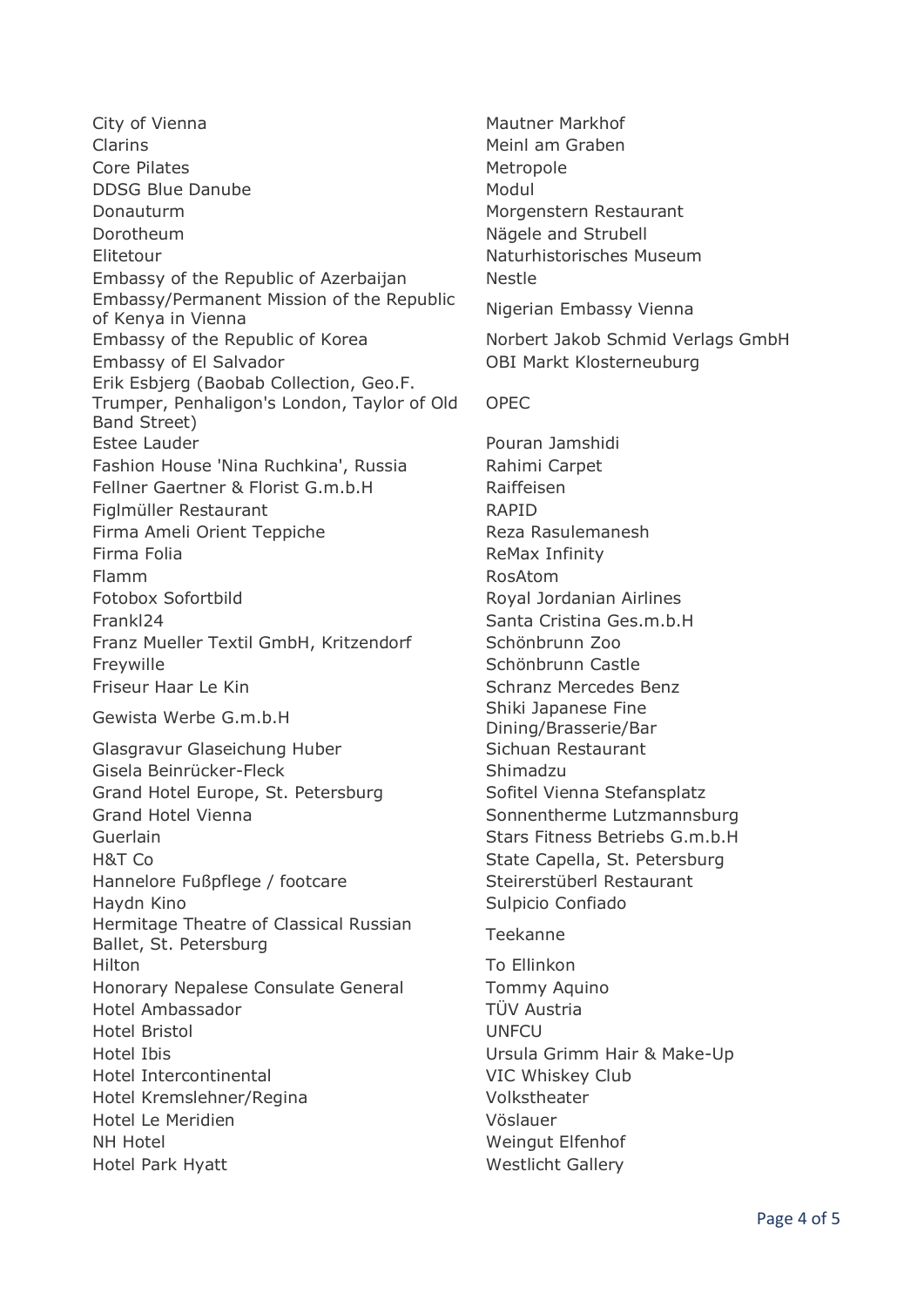City of Vienna
Clarins
Core Pilates
DDSG Blue Danube
Donauturm
Dorotheum
Elitetour
Embassy of the Republic of Azerbaijan
Embassy/Permanent Mission of the Republic of Kenya in Vienna
Embassy of the Republic of Korea
Embassy of El Salvador
Erik Esbjerg (Baobab Collection, Geo.F. Trumper, Penhaligon's London, Taylor of Old Band Street)
Estee Lauder
Fashion House 'Nina Ruchkina', Russia
Fellner Gaertner & Florist G.m.b.H
Figlmüller Restaurant
Firma Ameli Orient Teppiche
Firma Folia
Flamm
Fotobox Sofortbild
Frankl24
Franz Mueller Textil GmbH, Kritzendorf
Freywille
Friseur Haar Le Kin
Gewista Werbe G.m.b.H
Glasgravur Glaseichung Huber
Gisela Beinrücker-Fleck
Grand Hotel Europe, St. Petersburg
Grand Hotel Vienna
Guerlain
H&T Co
Hannelore Fußpflege / footcare
Haydn Kino
Hermitage Theatre of Classical Russian Ballet, St. Petersburg
Hilton
Honorary Nepalese Consulate General
Hotel Ambassador
Hotel Bristol
Hotel Ibis
Hotel Intercontinental
Hotel Kremslehner/Regina
Hotel Le Meridien
NH Hotel
Hotel Park Hyatt
Mautner Markhof
Meinl am Graben
Metropole
Modul
Morgenstern Restaurant
Nägele and Strubell
Naturhistorisches Museum
Nestle
Nigerian Embassy Vienna
Norbert Jakob Schmid Verlags GmbH
OBI Markt Klosterneuburg
OPEC
Pouran Jamshidi
Rahimi Carpet
Raiffeisen
RAPID
Reza Rasulemanesh
ReMax Infinity
RosAtom
Royal Jordanian Airlines
Santa Cristina Ges.m.b.H
Schönbrunn Zoo
Schönbrunn Castle
Schranz Mercedes Benz
Shiki Japanese Fine Dining/Brasserie/Bar
Sichuan Restaurant
Shimadzu
Sofitel Vienna Stefansplatz
Sonnentherme Lutzmannsburg
Stars Fitness Betriebs G.m.b.H
State Capella, St. Petersburg
Steirerstüberl Restaurant
Sulpicio Confiado
Teekanne
To Ellinkon
Tommy Aquino
TÜV Austria
UNFCU
Ursula Grimm Hair & Make-Up
VIC Whiskey Club
Volkstheater
Vöslauer
Weingut Elfenhof
Westlicht Gallery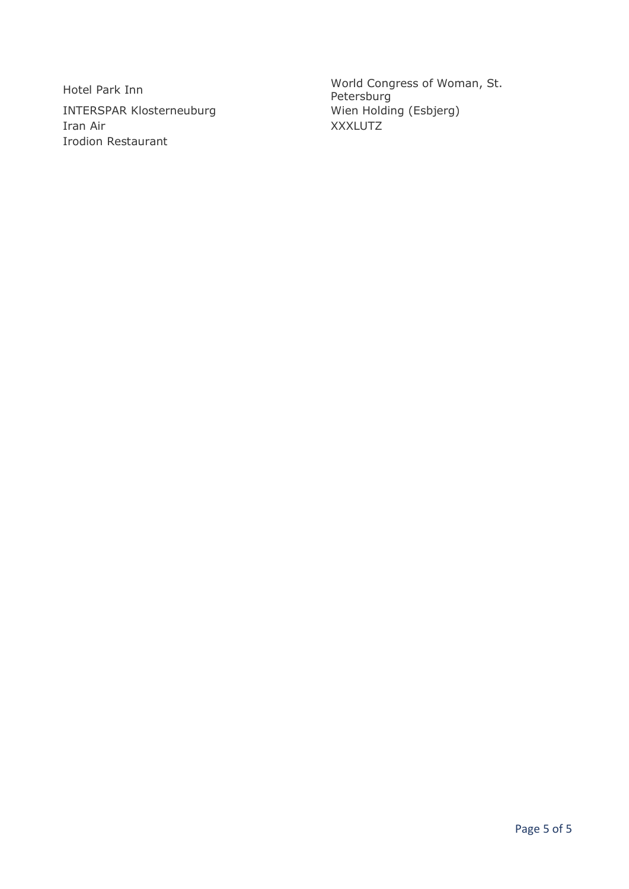Hotel Park Inn
INTERSPAR Klosterneuburg
Iran Air
Irodion Restaurant

World Congress of Woman, St. Petersburg
Wien Holding (Esbjerg)
XXXLUTZ